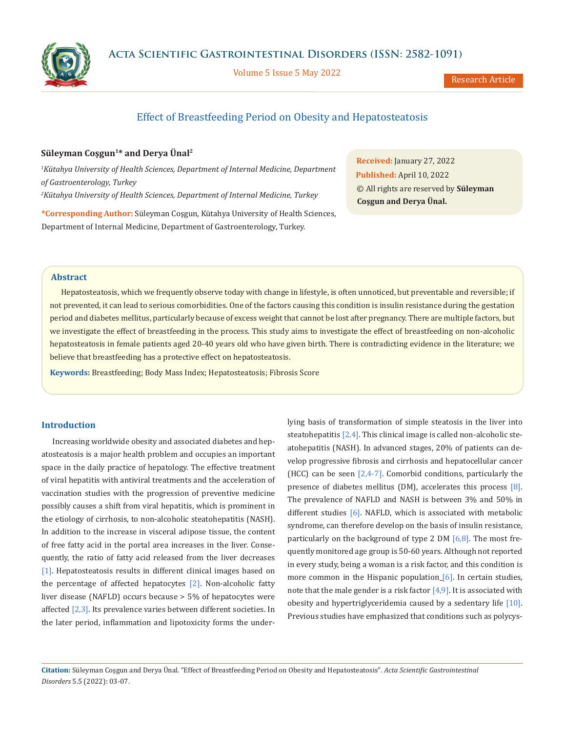# Effect of Breastfeeding Period on Obesity and Hepatosteatosis

**Süleyman Coşgun[1]* and Derya Ünal[2]**

*[1]Kütahya University of Health Sciences, Department of Internal Medicine, Department of Gastroenterology, Turkey*

*[2]Kütahya University of Health Sciences, Department of Internal Medicine, Turkey*

**\*Corresponding Author:** Süleyman Coşgun, Kütahya University of Health Sciences, Department of Internal Medicine, Department of Gastroenterology, Turkey.

**Received:** January 27, 2022
**Published:** April 10, 2022
© All rights are reserved by **Süleyman Coşgun and Derya Ünal.**

## Abstract

Hepatosteatosis, which we frequently observe today with change in lifestyle, is often unnoticed, but preventable and reversible; if not prevented, it can lead to serious comorbidities. One of the factors causing this condition is insulin resistance during the gestation period and diabetes mellitus, particularly because of excess weight that cannot be lost after pregnancy. There are multiple factors, but we investigate the effect of breastfeeding in the process. This study aims to investigate the effect of breastfeeding on non-alcoholic hepatosteatosis in female patients aged 20-40 years old who have given birth. There is contradicting evidence in the literature; we believe that breastfeeding has a protective effect on hepatosteatosis.

**Keywords:** Breastfeeding; Body Mass Index; Hepatosteatosis; Fibrosis Score

## Introduction

Increasing worldwide obesity and associated diabetes and hepatosteatosis is a major health problem and occupies an important space in the daily practice of hepatology. The effective treatment of viral hepatitis with antiviral treatments and the acceleration of vaccination studies with the progression of preventive medicine possibly causes a shift from viral hepatitis, which is prominent in the etiology of cirrhosis, to non-alcoholic steatohepatitis (NASH). In addition to the increase in visceral adipose tissue, the content of free fatty acid in the portal area increases in the liver. Consequently, the ratio of fatty acid released from the liver decreases [1]. Hepatosteatosis results in different clinical images based on the percentage of affected hepatocytes [2]. Non-alcoholic fatty liver disease (NAFLD) occurs because > 5% of hepatocytes were affected [2,3]. Its prevalence varies between different societies. In the later period, inflammation and lipotoxicity forms the underlying basis of transformation of simple steatosis in the liver into steatohepatitis [2,4]. This clinical image is called non-alcoholic steatohepatitis (NASH). In advanced stages, 20% of patients can develop progressive fibrosis and cirrhosis and hepatocellular cancer (HCC) can be seen [2,4-7]. Comorbid conditions, particularly the presence of diabetes mellitus (DM), accelerates this process [8]. The prevalence of NAFLD and NASH is between 3% and 50% in different studies [6]. NAFLD, which is associated with metabolic syndrome, can therefore develop on the basis of insulin resistance, particularly on the background of type 2 DM [6,8]. The most frequently monitored age group is 50-60 years. Although not reported in every study, being a woman is a risk factor, and this condition is more common in the Hispanic population [6]. In certain studies, note that the male gender is a risk factor [4,9]. It is associated with obesity and hypertriglyceridemia caused by a sedentary life [10]. Previous studies have emphasized that conditions such as polycys-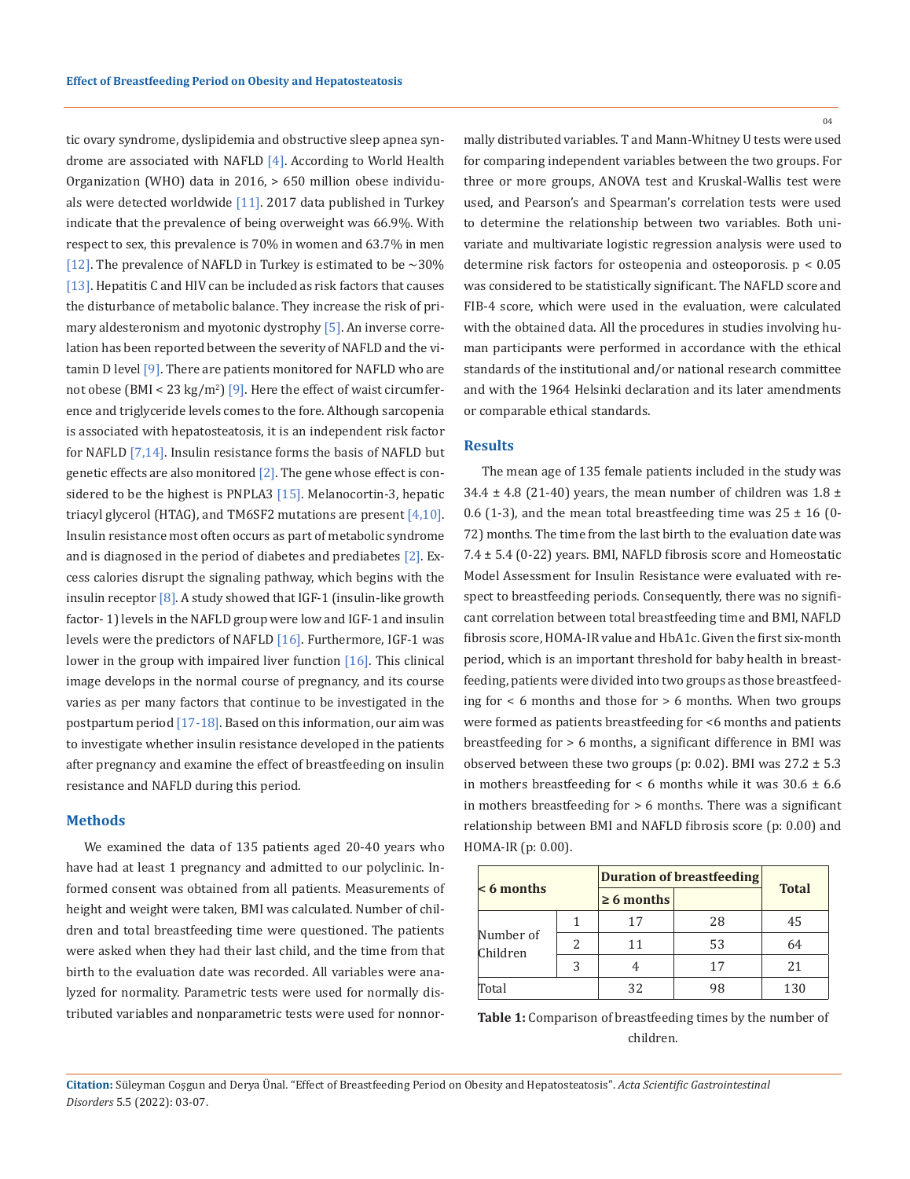tic ovary syndrome, dyslipidemia and obstructive sleep apnea syndrome are associated with NAFLD [4]. According to World Health Organization (WHO) data in 2016, > 650 million obese individuals were detected worldwide [11]. 2017 data published in Turkey indicate that the prevalence of being overweight was 66.9%. With respect to sex, this prevalence is 70% in women and 63.7% in men [12]. The prevalence of NAFLD in Turkey is estimated to be ~30% [13]. Hepatitis C and HIV can be included as risk factors that causes the disturbance of metabolic balance. They increase the risk of primary aldesteronism and myotonic dystrophy [5]. An inverse correlation has been reported between the severity of NAFLD and the vitamin D level [9]. There are patients monitored for NAFLD who are not obese (BMI < 23 kg/m$^2$) [9]. Here the effect of waist circumference and triglyceride levels comes to the fore. Although sarcopenia is associated with hepatosteatosis, it is an independent risk factor for NAFLD [7,14]. Insulin resistance forms the basis of NAFLD but genetic effects are also monitored [2]. The gene whose effect is considered to be the highest is PNPLA3 [15]. Melanocortin-3, hepatic triacyl glycerol (HTAG), and TM6SF2 mutations are present [4,10]. Insulin resistance most often occurs as part of metabolic syndrome and is diagnosed in the period of diabetes and prediabetes [2]. Excess calories disrupt the signaling pathway, which begins with the insulin receptor [8]. A study showed that IGF-1 (insulin-like growth factor- 1) levels in the NAFLD group were low and IGF-1 and insulin levels were the predictors of NAFLD [16]. Furthermore, IGF-1 was lower in the group with impaired liver function [16]. This clinical image develops in the normal course of pregnancy, and its course varies as per many factors that continue to be investigated in the postpartum period [17-18]. Based on this information, our aim was to investigate whether insulin resistance developed in the patients after pregnancy and examine the effect of breastfeeding on insulin resistance and NAFLD during this period.

## Methods

We examined the data of 135 patients aged 20-40 years who have had at least 1 pregnancy and admitted to our polyclinic. Informed consent was obtained from all patients. Measurements of height and weight were taken, BMI was calculated. Number of children and total breastfeeding time were questioned. The patients were asked when they had their last child, and the time from that birth to the evaluation date was recorded. All variables were analyzed for normality. Parametric tests were used for normally distributed variables and nonparametric tests were used for nonnormally distributed variables. T and Mann-Whitney U tests were used for comparing independent variables between the two groups. For three or more groups, ANOVA test and Kruskal-Wallis test were used, and Pearson's and Spearman's correlation tests were used to determine the relationship between two variables. Both univariate and multivariate logistic regression analysis were used to determine risk factors for osteopenia and osteoporosis. $p < 0.05$ was considered to be statistically significant. The NAFLD score and FIB-4 score, which were used in the evaluation, were calculated with the obtained data. All the procedures in studies involving human participants were performed in accordance with the ethical standards of the institutional and/or national research committee and with the 1964 Helsinki declaration and its later amendments or comparable ethical standards.

## Results

The mean age of 135 female patients included in the study was 34.4 ± 4.8 (21-40) years, the mean number of children was 1.8 ± 0.6 (1-3), and the mean total breastfeeding time was 25 ± 16 (0-72) months. The time from the last birth to the evaluation date was 7.4 ± 5.4 (0-22) years. BMI, NAFLD fibrosis score and Homeostatic Model Assessment for Insulin Resistance were evaluated with respect to breastfeeding periods. Consequently, there was no significant correlation between total breastfeeding time and BMI, NAFLD fibrosis score, HOMA-IR value and HbA1c. Given the first six-month period, which is an important threshold for baby health in breastfeeding, patients were divided into two groups as those breastfeeding for < 6 months and those for > 6 months. When two groups were formed as patients breastfeeding for <6 months and patients breastfeeding for > 6 months, a significant difference in BMI was observed between these two groups (p: 0.02). BMI was 27.2 ± 5.3 in mothers breastfeeding for < 6 months while it was 30.6 ± 6.6 in mothers breastfeeding for > 6 months. There was a significant relationship between BMI and NAFLD fibrosis score (p: 0.00) and HOMA-IR (p: 0.00).

| < 6 months | | Duration of breastfeeding | | Total |
|---|---|---|---|---|
| | | ≥ 6 months | | |
| Number of Children | 1 | 17 | 28 | 45 |
| | 2 | 11 | 53 | 64 |
| | 3 | 4 | 17 | 21 |
| Total | | 32 | 98 | 130 |

**Table 1:** Comparison of breastfeeding times by the number of children.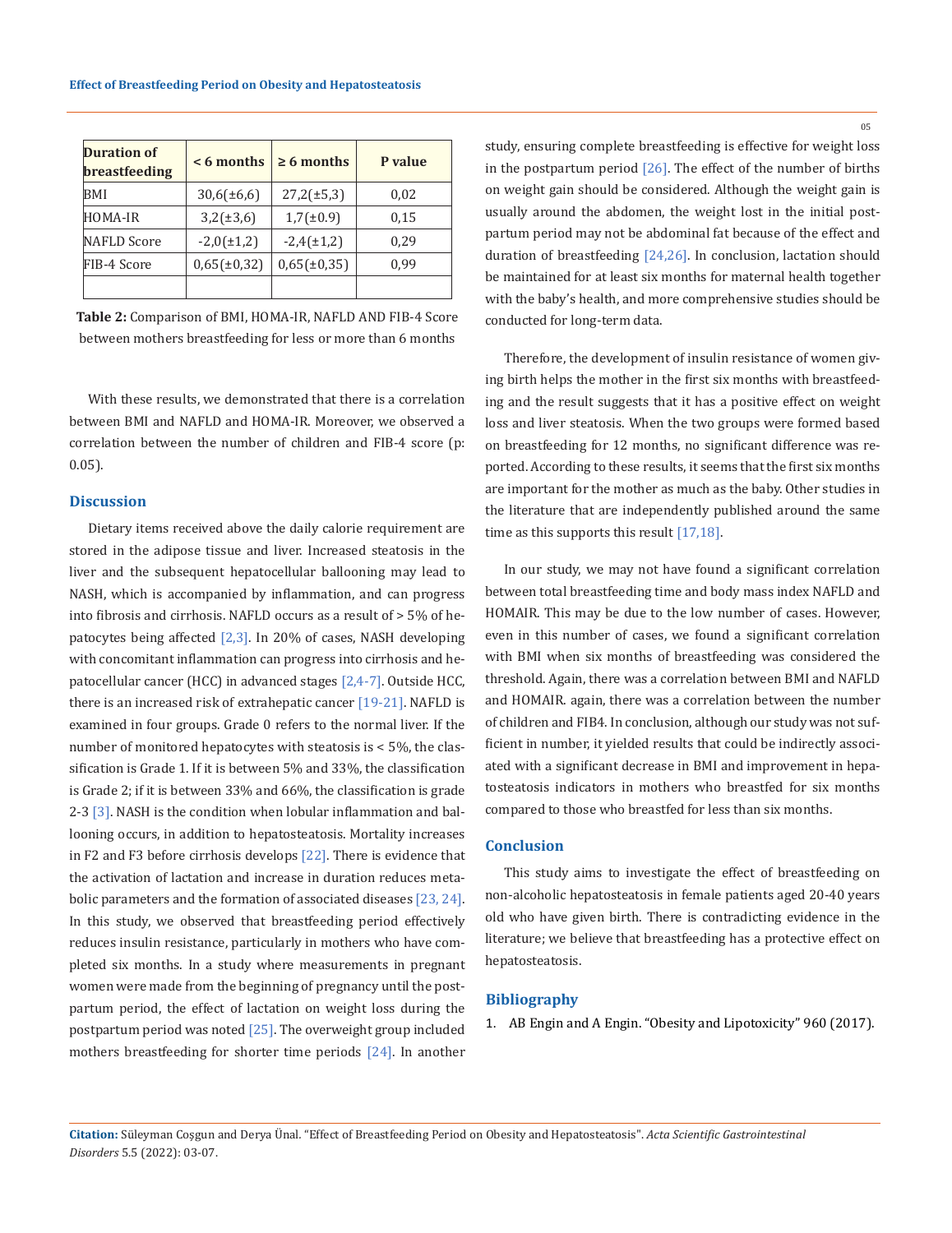| Duration of breastfeeding | < 6 months | ≥ 6 months | P value |
|---|---|---|---|
| BMI | 30,6(±6,6) | 27,2(±5,3) | 0,02 |
| HOMA-IR | 3,2(±3,6) | 1,7(±0.9) | 0,15 |
| NAFLD Score | -2,0(±1,2) | -2,4(±1,2) | 0,29 |
| FIB-4 Score | 0,65(±0,32) | 0,65(±0,35) | 0,99 |
| | | | |

**Table 2:** Comparison of BMI, HOMA-IR, NAFLD AND FIB-4 Score between mothers breastfeeding for less or more than 6 months

With these results, we demonstrated that there is a correlation between BMI and NAFLD and HOMA-IR. Moreover, we observed a correlation between the number of children and FIB-4 score (p: 0.05).

## Discussion

Dietary items received above the daily calorie requirement are stored in the adipose tissue and liver. Increased steatosis in the liver and the subsequent hepatocellular ballooning may lead to NASH, which is accompanied by inflammation, and can progress into fibrosis and cirrhosis. NAFLD occurs as a result of > 5% of hepatocytes being affected [2,3]. In 20% of cases, NASH developing with concomitant inflammation can progress into cirrhosis and hepatocellular cancer (HCC) in advanced stages [2,4-7]. Outside HCC, there is an increased risk of extrahepatic cancer [19-21]. NAFLD is examined in four groups. Grade 0 refers to the normal liver. If the number of monitored hepatocytes with steatosis is < 5%, the classification is Grade 1. If it is between 5% and 33%, the classification is Grade 2; if it is between 33% and 66%, the classification is grade 2-3 [3]. NASH is the condition when lobular inflammation and ballooning occurs, in addition to hepatosteatosis. Mortality increases in F2 and F3 before cirrhosis develops [22]. There is evidence that the activation of lactation and increase in duration reduces metabolic parameters and the formation of associated diseases [23, 24]. In this study, we observed that breastfeeding period effectively reduces insulin resistance, particularly in mothers who have completed six months. In a study where measurements in pregnant women were made from the beginning of pregnancy until the postpartum period, the effect of lactation on weight loss during the postpartum period was noted [25]. The overweight group included mothers breastfeeding for shorter time periods [24]. In another study, ensuring complete breastfeeding is effective for weight loss in the postpartum period [26]. The effect of the number of births on weight gain should be considered. Although the weight gain is usually around the abdomen, the weight lost in the initial postpartum period may not be abdominal fat because of the effect and duration of breastfeeding [24,26]. In conclusion, lactation should be maintained for at least six months for maternal health together with the baby's health, and more comprehensive studies should be conducted for long-term data.

Therefore, the development of insulin resistance of women giving birth helps the mother in the first six months with breastfeeding and the result suggests that it has a positive effect on weight loss and liver steatosis. When the two groups were formed based on breastfeeding for 12 months, no significant difference was reported. According to these results, it seems that the first six months are important for the mother as much as the baby. Other studies in the literature that are independently published around the same time as this supports this result [17,18].

In our study, we may not have found a significant correlation between total breastfeeding time and body mass index NAFLD and HOMAIR. This may be due to the low number of cases. However, even in this number of cases, we found a significant correlation with BMI when six months of breastfeeding was considered the threshold. Again, there was a correlation between BMI and NAFLD and HOMAIR. again, there was a correlation between the number of children and FIB4. In conclusion, although our study was not sufficient in number, it yielded results that could be indirectly associated with a significant decrease in BMI and improvement in hepatosteatosis indicators in mothers who breastfed for six months compared to those who breastfed for less than six months.

## Conclusion

This study aims to investigate the effect of breastfeeding on non-alcoholic hepatosteatosis in female patients aged 20-40 years old who have given birth. There is contradicting evidence in the literature; we believe that breastfeeding has a protective effect on hepatosteatosis.

## Bibliography

1. AB Engin and A Engin. "Obesity and Lipotoxicity" 960 (2017).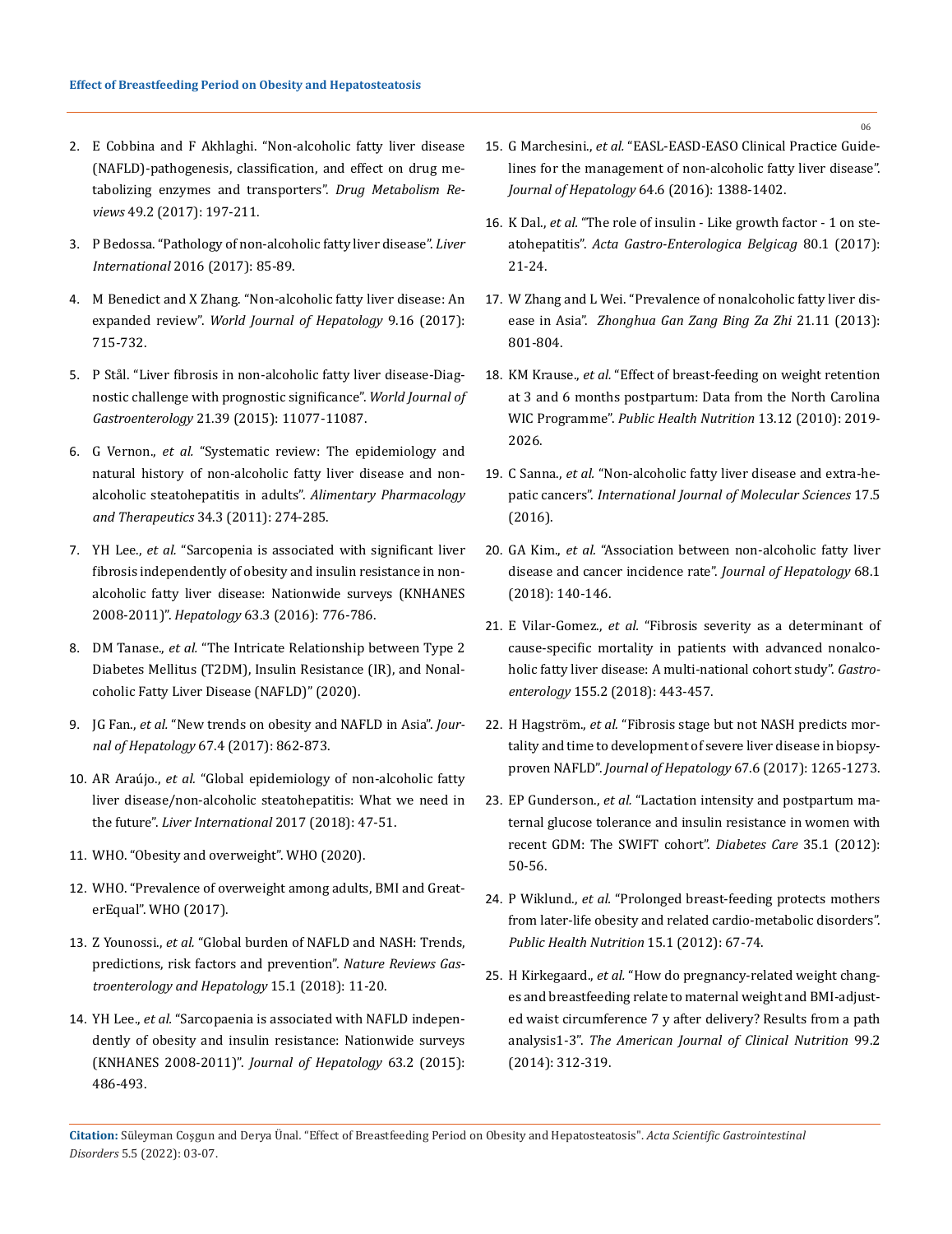2. E Cobbina and F Akhlaghi. "Non-alcoholic fatty liver disease (NAFLD)-pathogenesis, classification, and effect on drug metabolizing enzymes and transporters". *Drug Metabolism Reviews* 49.2 (2017): 197-211.
3. P Bedossa. "Pathology of non-alcoholic fatty liver disease". *Liver International* 2016 (2017): 85-89.
4. M Benedict and X Zhang. "Non-alcoholic fatty liver disease: An expanded review". *World Journal of Hepatology* 9.16 (2017): 715-732.
5. P Stål. "Liver fibrosis in non-alcoholic fatty liver disease-Diagnostic challenge with prognostic significance". *World Journal of Gastroenterology* 21.39 (2015): 11077-11087.
6. G Vernon., *et al.* "Systematic review: The epidemiology and natural history of non-alcoholic fatty liver disease and non-alcoholic steatohepatitis in adults". *Alimentary Pharmacology and Therapeutics* 34.3 (2011): 274-285.
7. YH Lee., *et al.* "Sarcopenia is associated with significant liver fibrosis independently of obesity and insulin resistance in non-alcoholic fatty liver disease: Nationwide surveys (KNHANES 2008-2011)". *Hepatology* 63.3 (2016): 776-786.
8. DM Tanase., *et al.* "The Intricate Relationship between Type 2 Diabetes Mellitus (T2DM), Insulin Resistance (IR), and Nonalcoholic Fatty Liver Disease (NAFLD)" (2020).
9. JG Fan., *et al.* "New trends on obesity and NAFLD in Asia". *Journal of Hepatology* 67.4 (2017): 862-873.
10. AR Araújo., *et al.* "Global epidemiology of non-alcoholic fatty liver disease/non-alcoholic steatohepatitis: What we need in the future". *Liver International* 2017 (2018): 47-51.
11. WHO. "Obesity and overweight". WHO (2020).
12. WHO. "Prevalence of overweight among adults, BMI and GreaterEqual". WHO (2017).
13. Z Younossi., *et al.* "Global burden of NAFLD and NASH: Trends, predictions, risk factors and prevention". *Nature Reviews Gastroenterology and Hepatology* 15.1 (2018): 11-20.
14. YH Lee., *et al.* "Sarcopaenia is associated with NAFLD independently of obesity and insulin resistance: Nationwide surveys (KNHANES 2008-2011)". *Journal of Hepatology* 63.2 (2015): 486-493.
15. G Marchesini., *et al.* "EASL-EASD-EASO Clinical Practice Guidelines for the management of non-alcoholic fatty liver disease". *Journal of Hepatology* 64.6 (2016): 1388-1402.
16. K Dal., *et al.* "The role of insulin - Like growth factor - 1 on steatohepatitis". *Acta Gastro-Enterologica Belgicag* 80.1 (2017): 21-24.
17. W Zhang and L Wei. "Prevalence of nonalcoholic fatty liver disease in Asia". *Zhonghua Gan Zang Bing Za Zhi* 21.11 (2013): 801-804.
18. KM Krause., *et al.* "Effect of breast-feeding on weight retention at 3 and 6 months postpartum: Data from the North Carolina WIC Programme". *Public Health Nutrition* 13.12 (2010): 2019-2026.
19. C Sanna., *et al.* "Non-alcoholic fatty liver disease and extra-hepatic cancers". *International Journal of Molecular Sciences* 17.5 (2016).
20. GA Kim., *et al.* "Association between non-alcoholic fatty liver disease and cancer incidence rate". *Journal of Hepatology* 68.1 (2018): 140-146.
21. E Vilar-Gomez., *et al.* "Fibrosis severity as a determinant of cause-specific mortality in patients with advanced nonalcoholic fatty liver disease: A multi-national cohort study". *Gastroenterology* 155.2 (2018): 443-457.
22. H Hagström., *et al.* "Fibrosis stage but not NASH predicts mortality and time to development of severe liver disease in biopsy-proven NAFLD". *Journal of Hepatology* 67.6 (2017): 1265-1273.
23. EP Gunderson., *et al.* "Lactation intensity and postpartum maternal glucose tolerance and insulin resistance in women with recent GDM: The SWIFT cohort". *Diabetes Care* 35.1 (2012): 50-56.
24. P Wiklund., *et al.* "Prolonged breast-feeding protects mothers from later-life obesity and related cardio-metabolic disorders". *Public Health Nutrition* 15.1 (2012): 67-74.
25. H Kirkegaard., *et al.* "How do pregnancy-related weight changes and breastfeeding relate to maternal weight and BMI-adjusted waist circumference 7 y after delivery? Results from a path analysis1-3". *The American Journal of Clinical Nutrition* 99.2 (2014): 312-319.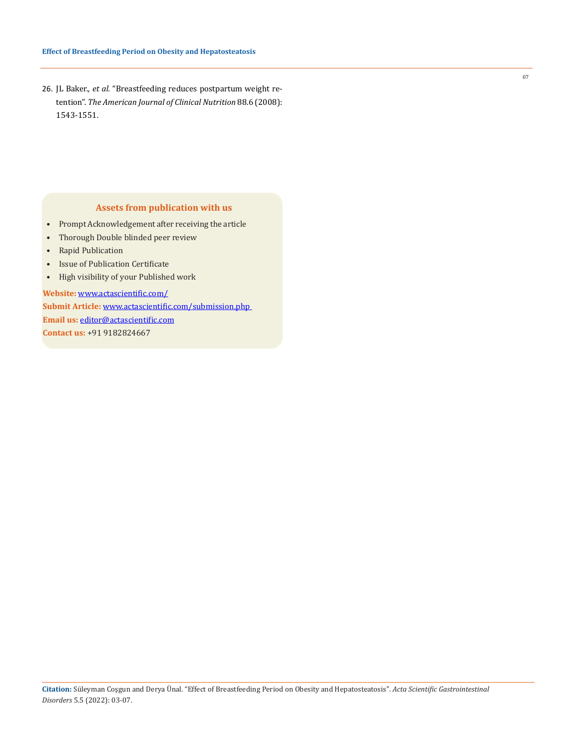26. JL Baker., *et al.* "Breastfeeding reduces postpartum weight retention". *The American Journal of Clinical Nutrition* 88.6 (2008): 1543-1551.

### Assets from publication with us

- Prompt Acknowledgement after receiving the article
- Thorough Double blinded peer review
- Rapid Publication
- Issue of Publication Certificate
- High visibility of your Published work

**Website:** www.actascientific.com/

**Submit Article:** www.actascientific.com/submission.php

**Email us:** editor@actascientific.com

**Contact us:** +91 9182824667